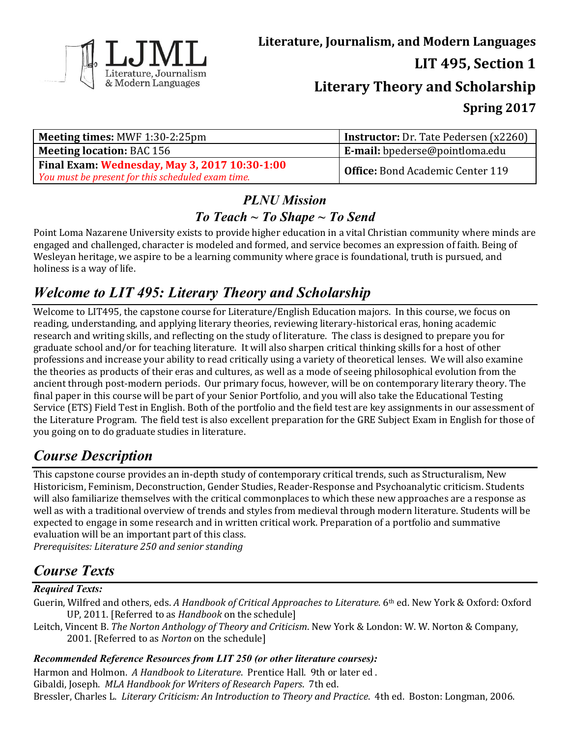LJML
Literature, Journalism & Modern Languages

# Literature, Journalism, and Modern Languages

## LIT 495, Section 1

## Literary Theory and Scholarship

### Spring 2017

| **Meeting times:** MWF 1:30-2:25pm | **Instructor:** Dr. Tate Pedersen (x2260) |
|---|---|
| **Meeting location:** BAC 156 | **E-mail:** bpederse@pointloma.edu |
| **Final Exam: Wednesday, May 3, 2017 10:30-1:00** *You must be present for this scheduled exam time.* | **Office:** Bond Academic Center 119 |

### *PLNU Mission*

### *To Teach ~ To Shape ~ To Send*

Point Loma Nazarene University exists to provide higher education in a vital Christian community where minds are engaged and challenged, character is modeled and formed, and service becomes an expression of faith. Being of Wesleyan heritage, we aspire to be a learning community where grace is foundational, truth is pursued, and holiness is a way of life.

## *Welcome to LIT 495: Literary Theory and Scholarship*

Welcome to LIT495, the capstone course for Literature/English Education majors. In this course, we focus on reading, understanding, and applying literary theories, reviewing literary-historical eras, honing academic research and writing skills, and reflecting on the study of literature. The class is designed to prepare you for graduate school and/or for teaching literature. It will also sharpen critical thinking skills for a host of other professions and increase your ability to read critically using a variety of theoretical lenses. We will also examine the theories as products of their eras and cultures, as well as a mode of seeing philosophical evolution from the ancient through post-modern periods. Our primary focus, however, will be on contemporary literary theory. The final paper in this course will be part of your Senior Portfolio, and you will also take the Educational Testing Service (ETS) Field Test in English. Both of the portfolio and the field test are key assignments in our assessment of the Literature Program. The field test is also excellent preparation for the GRE Subject Exam in English for those of you going on to do graduate studies in literature.

## *Course Description*

This capstone course provides an in-depth study of contemporary critical trends, such as Structuralism, New Historicism, Feminism, Deconstruction, Gender Studies, Reader-Response and Psychoanalytic criticism. Students will also familiarize themselves with the critical commonplaces to which these new approaches are a response as well as with a traditional overview of trends and styles from medieval through modern literature. Students will be expected to engage in some research and in written critical work. Preparation of a portfolio and summative evaluation will be an important part of this class.
*Prerequisites: Literature 250 and senior standing*

## *Course Texts*

***Required Texts:***

Guerin, Wilfred and others, eds. *A Handbook of Critical Approaches to Literature.* 6th ed. New York & Oxford: Oxford UP, 2011. [Referred to as *Handbook* on the schedule]

Leitch, Vincent B. *The Norton Anthology of Theory and Criticism*. New York & London: W. W. Norton & Company, 2001. [Referred to as *Norton* on the schedule]

***Recommended Reference Resources from LIT 250 (or other literature courses):***

Harmon and Holmon. *A Handbook to Literature*. Prentice Hall. 9th or later ed .
Gibaldi, Joseph. *MLA Handbook for Writers of Research Papers*. 7th ed.
Bressler, Charles L. *Literary Criticism: An Introduction to Theory and Practice*. 4th ed. Boston: Longman, 2006.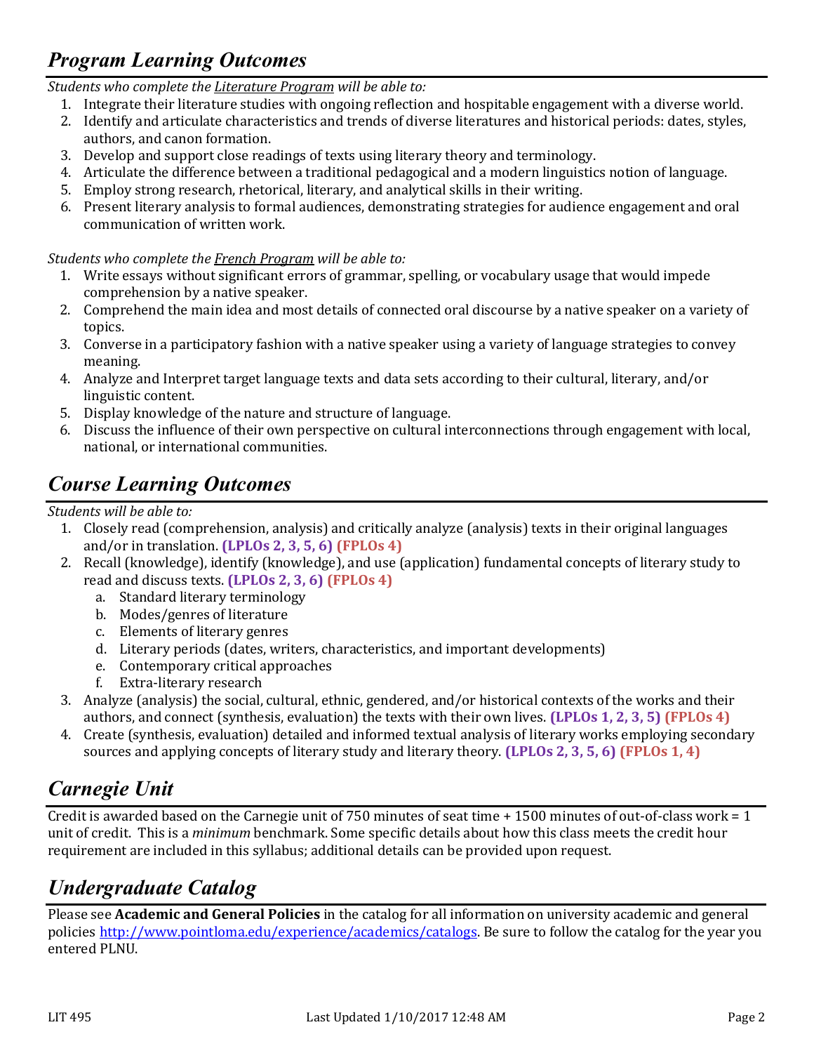## *Program Learning Outcomes*

*Students who complete the Literature Program will be able to:*

1. Integrate their literature studies with ongoing reflection and hospitable engagement with a diverse world.
2. Identify and articulate characteristics and trends of diverse literatures and historical periods: dates, styles, authors, and canon formation.
3. Develop and support close readings of texts using literary theory and terminology.
4. Articulate the difference between a traditional pedagogical and a modern linguistics notion of language.
5. Employ strong research, rhetorical, literary, and analytical skills in their writing.
6. Present literary analysis to formal audiences, demonstrating strategies for audience engagement and oral communication of written work.

*Students who complete the French Program will be able to:*

1. Write essays without significant errors of grammar, spelling, or vocabulary usage that would impede comprehension by a native speaker.
2. Comprehend the main idea and most details of connected oral discourse by a native speaker on a variety of topics.
3. Converse in a participatory fashion with a native speaker using a variety of language strategies to convey meaning.
4. Analyze and Interpret target language texts and data sets according to their cultural, literary, and/or linguistic content.
5. Display knowledge of the nature and structure of language.
6. Discuss the influence of their own perspective on cultural interconnections through engagement with local, national, or international communities.

## *Course Learning Outcomes*

*Students will be able to:*

1. Closely read (comprehension, analysis) and critically analyze (analysis) texts in their original languages and/or in translation. **(LPLOs 2, 3, 5, 6) (FPLOs 4)**
2. Recall (knowledge), identify (knowledge), and use (application) fundamental concepts of literary study to read and discuss texts. **(LPLOs 2, 3, 6) (FPLOs 4)**
   a. Standard literary terminology
   b. Modes/genres of literature
   c. Elements of literary genres
   d. Literary periods (dates, writers, characteristics, and important developments)
   e. Contemporary critical approaches
   f. Extra-literary research
3. Analyze (analysis) the social, cultural, ethnic, gendered, and/or historical contexts of the works and their authors, and connect (synthesis, evaluation) the texts with their own lives. **(LPLOs 1, 2, 3, 5) (FPLOs 4)**
4. Create (synthesis, evaluation) detailed and informed textual analysis of literary works employing secondary sources and applying concepts of literary study and literary theory. **(LPLOs 2, 3, 5, 6) (FPLOs 1, 4)**

## *Carnegie Unit*

Credit is awarded based on the Carnegie unit of 750 minutes of seat time + 1500 minutes of out-of-class work = 1 unit of credit. This is a *minimum* benchmark. Some specific details about how this class meets the credit hour requirement are included in this syllabus; additional details can be provided upon request.

## *Undergraduate Catalog*

Please see **Academic and General Policies** in the catalog for all information on university academic and general policies http://www.pointloma.edu/experience/academics/catalogs. Be sure to follow the catalog for the year you entered PLNU.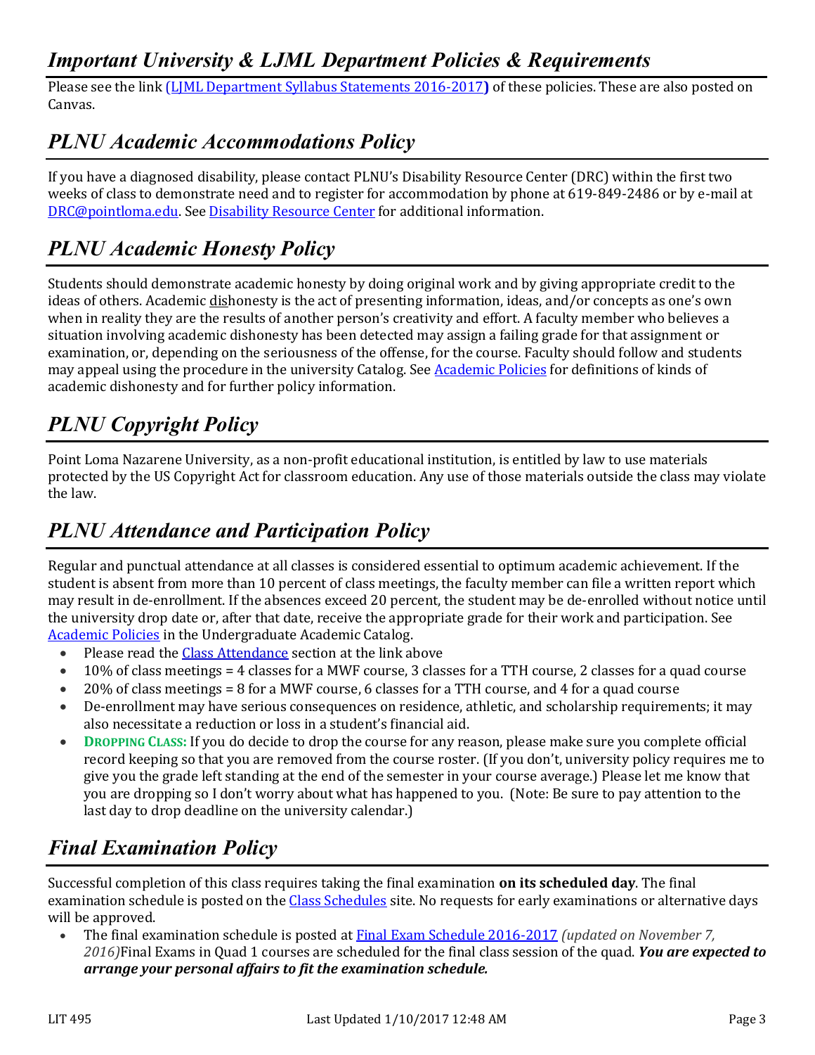## *Important University & LJML Department Policies & Requirements*

Please see the link (LJML Department Syllabus Statements 2016-2017**)** of these policies. These are also posted on Canvas.

## *PLNU Academic Accommodations Policy*

If you have a diagnosed disability, please contact PLNU's Disability Resource Center (DRC) within the first two weeks of class to demonstrate need and to register for accommodation by phone at 619-849-2486 or by e-mail at DRC@pointloma.edu. See Disability Resource Center for additional information.

## *PLNU Academic Honesty Policy*

Students should demonstrate academic honesty by doing original work and by giving appropriate credit to the ideas of others. Academic dishonesty is the act of presenting information, ideas, and/or concepts as one's own when in reality they are the results of another person's creativity and effort. A faculty member who believes a situation involving academic dishonesty has been detected may assign a failing grade for that assignment or examination, or, depending on the seriousness of the offense, for the course. Faculty should follow and students may appeal using the procedure in the university Catalog. See Academic Policies for definitions of kinds of academic dishonesty and for further policy information.

## *PLNU Copyright Policy*

Point Loma Nazarene University, as a non-profit educational institution, is entitled by law to use materials protected by the US Copyright Act for classroom education. Any use of those materials outside the class may violate the law.

## *PLNU Attendance and Participation Policy*

Regular and punctual attendance at all classes is considered essential to optimum academic achievement. If the student is absent from more than 10 percent of class meetings, the faculty member can file a written report which may result in de-enrollment. If the absences exceed 20 percent, the student may be de-enrolled without notice until the university drop date or, after that date, receive the appropriate grade for their work and participation. See Academic Policies in the Undergraduate Academic Catalog.

- Please read the Class Attendance section at the link above
- 10% of class meetings = 4 classes for a MWF course, 3 classes for a TTH course, 2 classes for a quad course
- 20% of class meetings = 8 for a MWF course, 6 classes for a TTH course, and 4 for a quad course
- De-enrollment may have serious consequences on residence, athletic, and scholarship requirements; it may also necessitate a reduction or loss in a student's financial aid.
- **DROPPING CLASS:** If you do decide to drop the course for any reason, please make sure you complete official record keeping so that you are removed from the course roster. (If you don't, university policy requires me to give you the grade left standing at the end of the semester in your course average.) Please let me know that you are dropping so I don't worry about what has happened to you. (Note: Be sure to pay attention to the last day to drop deadline on the university calendar.)

## *Final Examination Policy*

Successful completion of this class requires taking the final examination **on its scheduled day**. The final examination schedule is posted on the Class Schedules site. No requests for early examinations or alternative days will be approved.

- The final examination schedule is posted at Final Exam Schedule 2016-2017 *(updated on November 7, 2016)*Final Exams in Quad 1 courses are scheduled for the final class session of the quad. ***You are expected to arrange your personal affairs to fit the examination schedule.***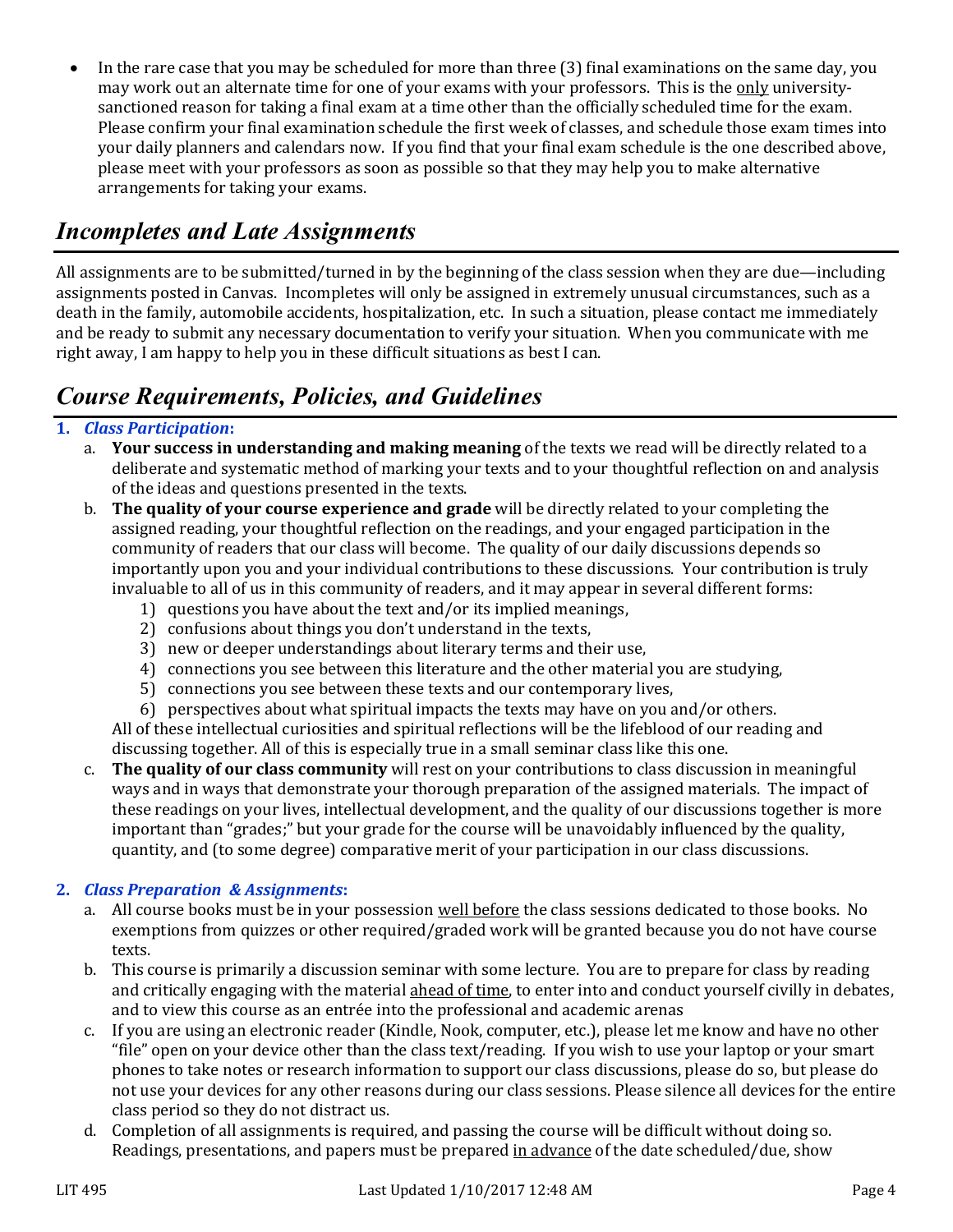- In the rare case that you may be scheduled for more than three (3) final examinations on the same day, you may work out an alternate time for one of your exams with your professors. This is the only university-sanctioned reason for taking a final exam at a time other than the officially scheduled time for the exam. Please confirm your final examination schedule the first week of classes, and schedule those exam times into your daily planners and calendars now. If you find that your final exam schedule is the one described above, please meet with your professors as soon as possible so that they may help you to make alternative arrangements for taking your exams.

## *Incompletes and Late Assignments*

All assignments are to be submitted/turned in by the beginning of the class session when they are due—including assignments posted in Canvas. Incompletes will only be assigned in extremely unusual circumstances, such as a death in the family, automobile accidents, hospitalization, etc. In such a situation, please contact me immediately and be ready to submit any necessary documentation to verify your situation. When you communicate with me right away, I am happy to help you in these difficult situations as best I can.

## *Course Requirements, Policies, and Guidelines*

1. ***Class Participation*:**
   a. **Your success in understanding and making meaning** of the texts we read will be directly related to a deliberate and systematic method of marking your texts and to your thoughtful reflection on and analysis of the ideas and questions presented in the texts.
   b. **The quality of your course experience and grade** will be directly related to your completing the assigned reading, your thoughtful reflection on the readings, and your engaged participation in the community of readers that our class will become. The quality of our daily discussions depends so importantly upon you and your individual contributions to these discussions. Your contribution is truly invaluable to all of us in this community of readers, and it may appear in several different forms:
      1) questions you have about the text and/or its implied meanings,
      2) confusions about things you don't understand in the texts,
      3) new or deeper understandings about literary terms and their use,
      4) connections you see between this literature and the other material you are studying,
      5) connections you see between these texts and our contemporary lives,
      6) perspectives about what spiritual impacts the texts may have on you and/or others.

      All of these intellectual curiosities and spiritual reflections will be the lifeblood of our reading and discussing together. All of this is especially true in a small seminar class like this one.
   c. **The quality of our class community** will rest on your contributions to class discussion in meaningful ways and in ways that demonstrate your thorough preparation of the assigned materials. The impact of these readings on your lives, intellectual development, and the quality of our discussions together is more important than "grades;" but your grade for the course will be unavoidably influenced by the quality, quantity, and (to some degree) comparative merit of your participation in our class discussions.

2. ***Class Preparation & Assignments*:**
   a. All course books must be in your possession well before the class sessions dedicated to those books. No exemptions from quizzes or other required/graded work will be granted because you do not have course texts.
   b. This course is primarily a discussion seminar with some lecture. You are to prepare for class by reading and critically engaging with the material ahead of time, to enter into and conduct yourself civilly in debates, and to view this course as an entrée into the professional and academic arenas
   c. If you are using an electronic reader (Kindle, Nook, computer, etc.), please let me know and have no other "file" open on your device other than the class text/reading. If you wish to use your laptop or your smart phones to take notes or research information to support our class discussions, please do so, but please do not use your devices for any other reasons during our class sessions. Please silence all devices for the entire class period so they do not distract us.
   d. Completion of all assignments is required, and passing the course will be difficult without doing so. Readings, presentations, and papers must be prepared in advance of the date scheduled/due, show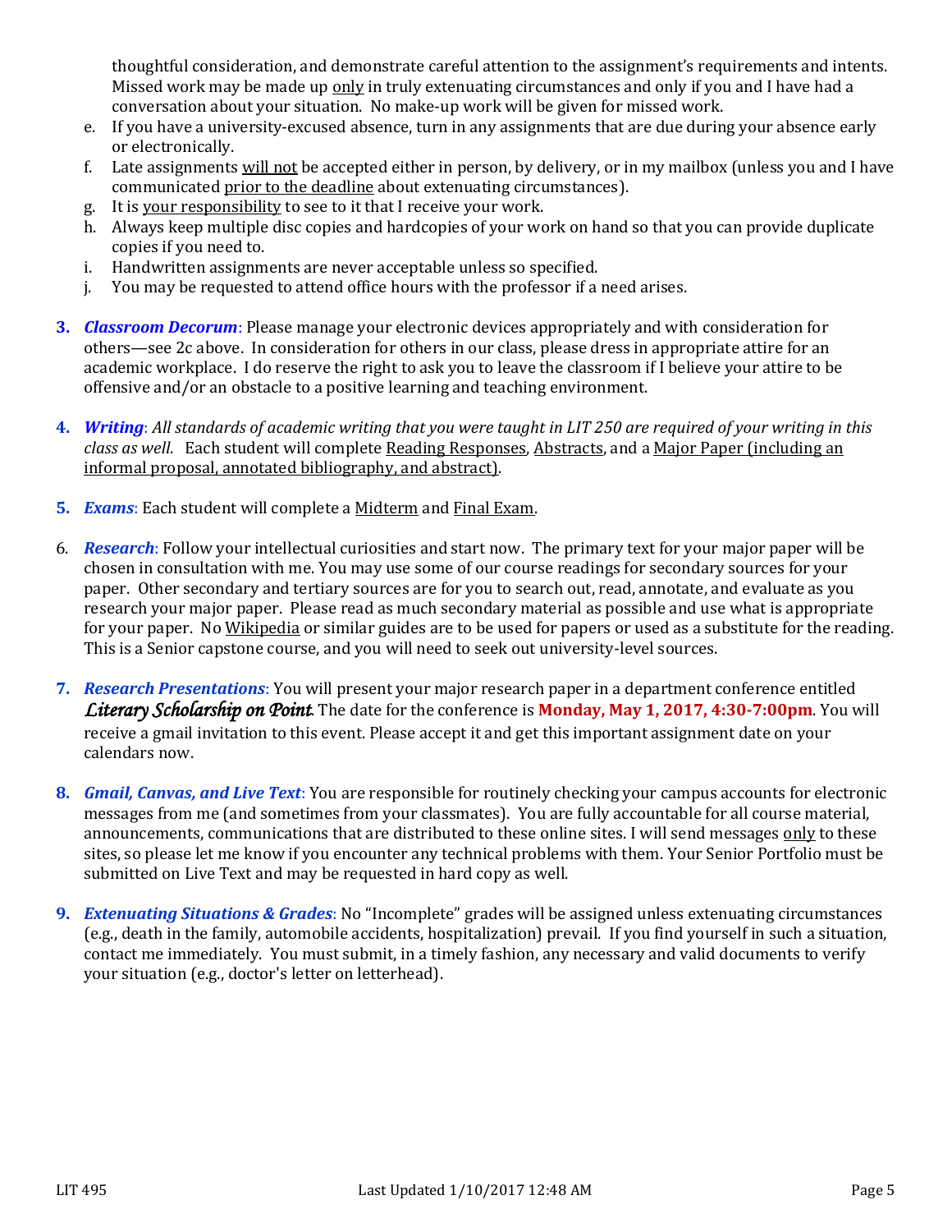thoughtful consideration, and demonstrate careful attention to the assignment's requirements and intents. Missed work may be made up <u>only</u> in truly extenuating circumstances and only if you and I have had a conversation about your situation. No make-up work will be given for missed work.

e. If you have a university-excused absence, turn in any assignments that are due during your absence early or electronically.
f. Late assignments <u>will not</u> be accepted either in person, by delivery, or in my mailbox (unless you and I have communicated <u>prior to the deadline</u> about extenuating circumstances).
g. It is <u>your responsibility</u> to see to it that I receive your work.
h. Always keep multiple disc copies and hardcopies of your work on hand so that you can provide duplicate copies if you need to.
i. Handwritten assignments are never acceptable unless so specified.
j. You may be requested to attend office hours with the professor if a need arises.

3. ***Classroom Decorum***: Please manage your electronic devices appropriately and with consideration for others—see 2c above. In consideration for others in our class, please dress in appropriate attire for an academic workplace. I do reserve the right to ask you to leave the classroom if I believe your attire to be offensive and/or an obstacle to a positive learning and teaching environment.

4. ***Writing***: *All standards of academic writing that you were taught in LIT 250 are required of your writing in this class as well*. Each student will complete <u>Reading Responses</u>, <u>Abstracts</u>, and a <u>Major Paper (including an informal proposal, annotated bibliography, and abstract)</u>.

5. ***Exams***: Each student will complete a <u>Midterm</u> and <u>Final Exam</u>.

6. ***Research***: Follow your intellectual curiosities and start now. The primary text for your major paper will be chosen in consultation with me. You may use some of our course readings for secondary sources for your paper. Other secondary and tertiary sources are for you to search out, read, annotate, and evaluate as you research your major paper. Please read as much secondary material as possible and use what is appropriate for your paper. No <u>Wikipedia</u> or similar guides are to be used for papers or used as a substitute for the reading. This is a Senior capstone course, and you will need to seek out university-level sources.

7. ***Research Presentations***: You will present your major research paper in a department conference entitled ***Literary Scholarship on Point***. The date for the conference is **Monday, May 1, 2017, 4:30-7:00pm**. You will receive a gmail invitation to this event. Please accept it and get this important assignment date on your calendars now.

8. ***Gmail, Canvas, and Live Text***: You are responsible for routinely checking your campus accounts for electronic messages from me (and sometimes from your classmates). You are fully accountable for all course material, announcements, communications that are distributed to these online sites. I will send messages <u>only</u> to these sites, so please let me know if you encounter any technical problems with them. Your Senior Portfolio must be submitted on Live Text and may be requested in hard copy as well.

9. ***Extenuating Situations & Grades***: No "Incomplete" grades will be assigned unless extenuating circumstances (e.g., death in the family, automobile accidents, hospitalization) prevail. If you find yourself in such a situation, contact me immediately. You must submit, in a timely fashion, any necessary and valid documents to verify your situation (e.g., doctor's letter on letterhead).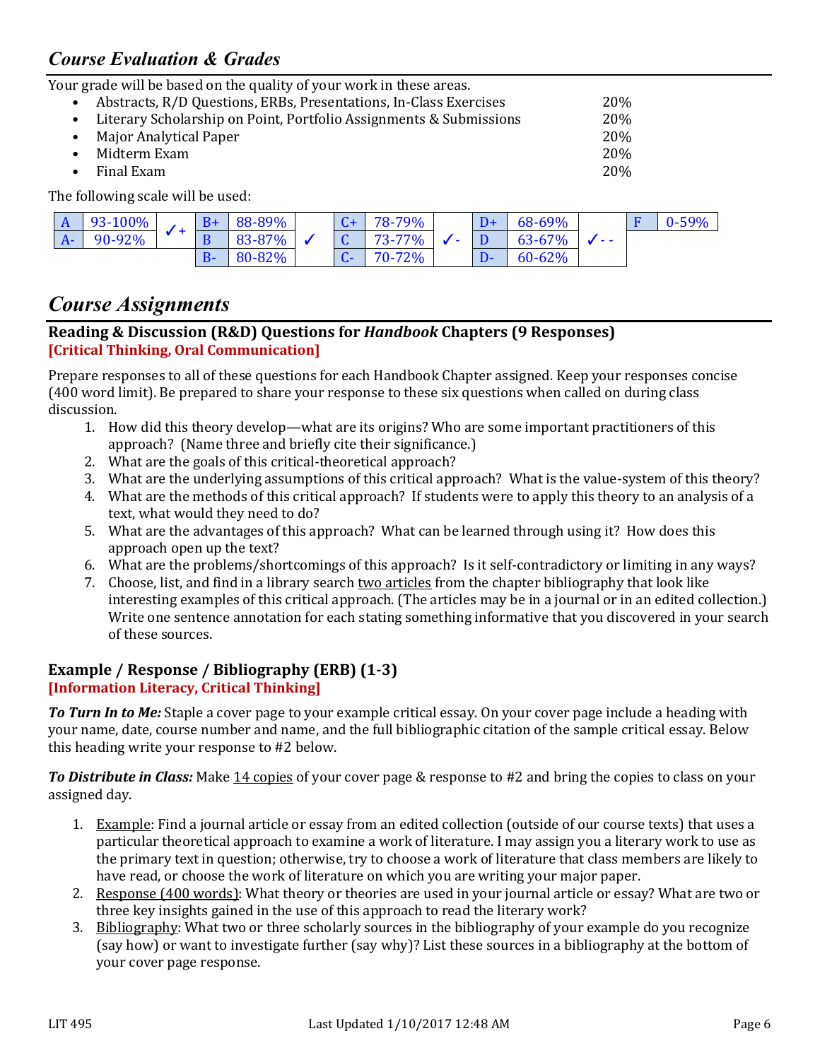## *Course Evaluation & Grades*

Your grade will be based on the quality of your work in these areas.

- Abstracts, R/D Questions, ERBs, Presentations, In-Class Exercises 20%
- Literary Scholarship on Point, Portfolio Assignments & Submissions 20%
- Major Analytical Paper 20%
- Midterm Exam 20%
- Final Exam 20%

The following scale will be used:

| | | | | | | | | | | | | | | |
|---|---|---|---|---|---|---|---|---|---|---|---|---|---|---|
| A | 93-100% | ✓+ | B+ | 88-89% | ✓ | C+ | 78-79% | ✓- | D+ | 68-69% | ✓- - | F | 0-59% |
| A- | 90-92% | | B | 83-87% | | C | 73-77% | | D | 63-67% | | | |
| | | | B- | 80-82% | | C- | 70-72% | | D- | 60-62% | | | |

## *Course Assignments*

### Reading & Discussion (R&D) Questions for *Handbook* Chapters (9 Responses)
**[Critical Thinking, Oral Communication]**

Prepare responses to all of these questions for each Handbook Chapter assigned. Keep your responses concise (400 word limit). Be prepared to share your response to these six questions when called on during class discussion.

1. How did this theory develop—what are its origins? Who are some important practitioners of this approach? (Name three and briefly cite their significance.)
2. What are the goals of this critical-theoretical approach?
3. What are the underlying assumptions of this critical approach? What is the value-system of this theory?
4. What are the methods of this critical approach? If students were to apply this theory to an analysis of a text, what would they need to do?
5. What are the advantages of this approach? What can be learned through using it? How does this approach open up the text?
6. What are the problems/shortcomings of this approach? Is it self-contradictory or limiting in any ways?
7. Choose, list, and find in a library search two articles from the chapter bibliography that look like interesting examples of this critical approach. (The articles may be in a journal or in an edited collection.) Write one sentence annotation for each stating something informative that you discovered in your search of these sources.

### Example / Response / Bibliography (ERB) (1-3)
**[Information Literacy, Critical Thinking]**

***To Turn In to Me:*** Staple a cover page to your example critical essay. On your cover page include a heading with your name, date, course number and name, and the full bibliographic citation of the sample critical essay. Below this heading write your response to #2 below.

***To Distribute in Class:*** Make 14 copies of your cover page & response to #2 and bring the copies to class on your assigned day.

1. Example: Find a journal article or essay from an edited collection (outside of our course texts) that uses a particular theoretical approach to examine a work of literature. I may assign you a literary work to use as the primary text in question; otherwise, try to choose a work of literature that class members are likely to have read, or choose the work of literature on which you are writing your major paper.
2. Response (400 words): What theory or theories are used in your journal article or essay? What are two or three key insights gained in the use of this approach to read the literary work?
3. Bibliography: What two or three scholarly sources in the bibliography of your example do you recognize (say how) or want to investigate further (say why)? List these sources in a bibliography at the bottom of your cover page response.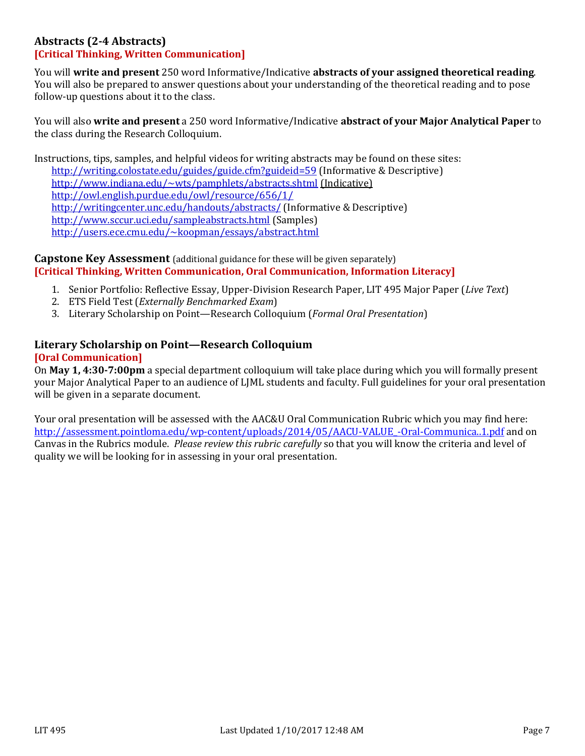### Abstracts (2-4 Abstracts)
**[Critical Thinking, Written Communication]**

You will **write and present** 250 word Informative/Indicative **abstracts of your assigned theoretical reading**. You will also be prepared to answer questions about your understanding of the theoretical reading and to pose follow-up questions about it to the class.

You will also **write and present** a 250 word Informative/Indicative **abstract of your Major Analytical Paper** to the class during the Research Colloquium.

Instructions, tips, samples, and helpful videos for writing abstracts may be found on these sites:

- http://writing.colostate.edu/guides/guide.cfm?guideid=59 (Informative & Descriptive)
- http://www.indiana.edu/~wts/pamphlets/abstracts.shtml (Indicative)
- http://owl.english.purdue.edu/owl/resource/656/1/
- http://writingcenter.unc.edu/handouts/abstracts/ (Informative & Descriptive)
- http://www.sccur.uci.edu/sampleabstracts.html (Samples)
- http://users.ece.cmu.edu/~koopman/essays/abstract.html

### Capstone Key Assessment (additional guidance for these will be given separately)
**[Critical Thinking, Written Communication, Oral Communication, Information Literacy]**

1. Senior Portfolio: Reflective Essay, Upper-Division Research Paper, LIT 495 Major Paper (*Live Text*)
2. ETS Field Test (*Externally Benchmarked Exam*)
3. Literary Scholarship on Point—Research Colloquium (*Formal Oral Presentation*)

### Literary Scholarship on Point—Research Colloquium
**[Oral Communication]**

On **May 1, 4:30-7:00pm** a special department colloquium will take place during which you will formally present your Major Analytical Paper to an audience of LJML students and faculty. Full guidelines for your oral presentation will be given in a separate document.

Your oral presentation will be assessed with the AAC&U Oral Communication Rubric which you may find here: http://assessment.pointloma.edu/wp-content/uploads/2014/05/AACU-VALUE_-Oral-Communica..1.pdf and on Canvas in the Rubrics module. *Please review this rubric carefully* so that you will know the criteria and level of quality we will be looking for in assessing in your oral presentation.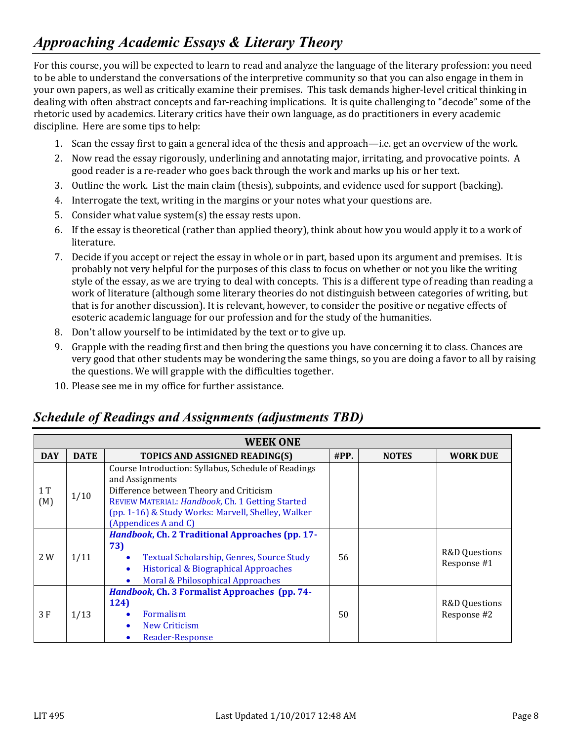## *Approaching Academic Essays & Literary Theory*

For this course, you will be expected to learn to read and analyze the language of the literary profession: you need to be able to understand the conversations of the interpretive community so that you can also engage in them in your own papers, as well as critically examine their premises. This task demands higher-level critical thinking in dealing with often abstract concepts and far-reaching implications. It is quite challenging to "decode" some of the rhetoric used by academics. Literary critics have their own language, as do practitioners in every academic discipline. Here are some tips to help:

1. Scan the essay first to gain a general idea of the thesis and approach—i.e. get an overview of the work.
2. Now read the essay rigorously, underlining and annotating major, irritating, and provocative points. A good reader is a re-reader who goes back through the work and marks up his or her text.
3. Outline the work. List the main claim (thesis), subpoints, and evidence used for support (backing).
4. Interrogate the text, writing in the margins or your notes what your questions are.
5. Consider what value system(s) the essay rests upon.
6. If the essay is theoretical (rather than applied theory), think about how you would apply it to a work of literature.
7. Decide if you accept or reject the essay in whole or in part, based upon its argument and premises. It is probably not very helpful for the purposes of this class to focus on whether or not you like the writing style of the essay, as we are trying to deal with concepts. This is a different type of reading than reading a work of literature (although some literary theories do not distinguish between categories of writing, but that is for another discussion). It is relevant, however, to consider the positive or negative effects of esoteric academic language for our profession and for the study of the humanities.
8. Don't allow yourself to be intimidated by the text or to give up.
9. Grapple with the reading first and then bring the questions you have concerning it to class. Chances are very good that other students may be wondering the same things, so you are doing a favor to all by raising the questions. We will grapple with the difficulties together.
10. Please see me in my office for further assistance.

## *Schedule of Readings and Assignments (adjustments TBD)*

| WEEK ONE | | | | | |
|---|---|---|---|---|---|
| **DAY** | **DATE** | **TOPICS AND ASSIGNED READING(S)** | **#PP.** | **NOTES** | **WORK DUE** |
| 1 T (M) | 1/10 | Course Introduction: Syllabus, Schedule of Readings and Assignments<br>Difference between Theory and Criticism<br>REVIEW MATERIAL: *Handbook*, Ch. 1 Getting Started (pp. 1-16) & Study Works: Marvell, Shelley, Walker (Appendices A and C) | | | |
| 2 W | 1/11 | ***Handbook*, Ch. 2 Traditional Approaches (pp. 17-73)**<br>• Textual Scholarship, Genres, Source Study<br>• Historical & Biographical Approaches<br>• Moral & Philosophical Approaches | 56 | | R&D Questions Response #1 |
| 3 F | 1/13 | ***Handbook*, Ch. 3 Formalist Approaches (pp. 74-124)**<br>• Formalism<br>• New Criticism<br>• Reader-Response | 50 | | R&D Questions Response #2 |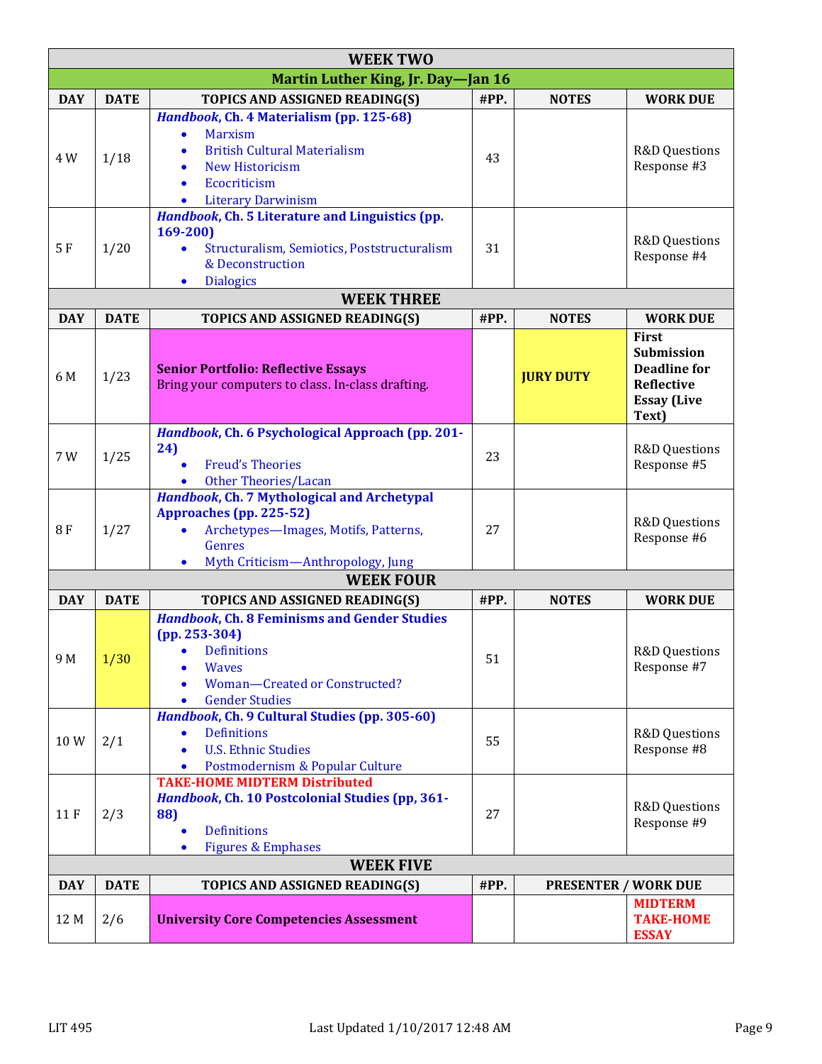| WEEK TWO | | | | | |
|---|---|---|---|---|---|
| **Martin Luther King, Jr. Day—Jan 16** | | | | | |
| **DAY** | **DATE** | **TOPICS AND ASSIGNED READING(S)** | **#PP.** | **NOTES** | **WORK DUE** |
| 4 W | 1/18 | ***Handbook*, Ch. 4 Materialism (pp. 125-68)**<br>• Marxism<br>• British Cultural Materialism<br>• New Historicism<br>• Ecocriticism<br>• Literary Darwinism | 43 | | R&D Questions Response #3 |
| 5 F | 1/20 | ***Handbook*, Ch. 5 Literature and Linguistics (pp. 169-200)**<br>• Structuralism, Semiotics, Poststructuralism & Deconstruction<br>• Dialogics | 31 | | R&D Questions Response #4 |
| **WEEK THREE** | | | | | |
| **DAY** | **DATE** | **TOPICS AND ASSIGNED READING(S)** | **#PP.** | **NOTES** | **WORK DUE** |
| 6 M | 1/23 | **Senior Portfolio: Reflective Essays**<br>Bring your computers to class. In-class drafting. | | **JURY DUTY** | **First Submission Deadline for Reflective Essay (Live Text)** |
| 7 W | 1/25 | ***Handbook*, Ch. 6 Psychological Approach (pp. 201-24)**<br>• Freud's Theories<br>• Other Theories/Lacan | 23 | | R&D Questions Response #5 |
| 8 F | 1/27 | ***Handbook*, Ch. 7 Mythological and Archetypal Approaches (pp. 225-52)**<br>• Archetypes—Images, Motifs, Patterns, Genres<br>• Myth Criticism—Anthropology, Jung | 27 | | R&D Questions Response #6 |
| **WEEK FOUR** | | | | | |
| **DAY** | **DATE** | **TOPICS AND ASSIGNED READING(S)** | **#PP.** | **NOTES** | **WORK DUE** |
| 9 M | 1/30 | ***Handbook*, Ch. 8 Feminisms and Gender Studies (pp. 253-304)**<br>• Definitions<br>• Waves<br>• Woman—Created or Constructed?<br>• Gender Studies | 51 | | R&D Questions Response #7 |
| 10 W | 2/1 | ***Handbook*, Ch. 9 Cultural Studies (pp. 305-60)**<br>• Definitions<br>• U.S. Ethnic Studies<br>• Postmodernism & Popular Culture | 55 | | R&D Questions Response #8 |
| 11 F | 2/3 | **TAKE-HOME MIDTERM Distributed**<br>***Handbook*, Ch. 10 Postcolonial Studies (pp, 361-88)**<br>• Definitions<br>• Figures & Emphases | 27 | | R&D Questions Response #9 |
| **WEEK FIVE** | | | | | |
| **DAY** | **DATE** | **TOPICS AND ASSIGNED READING(S)** | **#PP.** | **PRESENTER / WORK DUE** | |
| 12 M | 2/6 | **University Core Competencies Assessment** | | | **MIDTERM TAKE-HOME ESSAY** |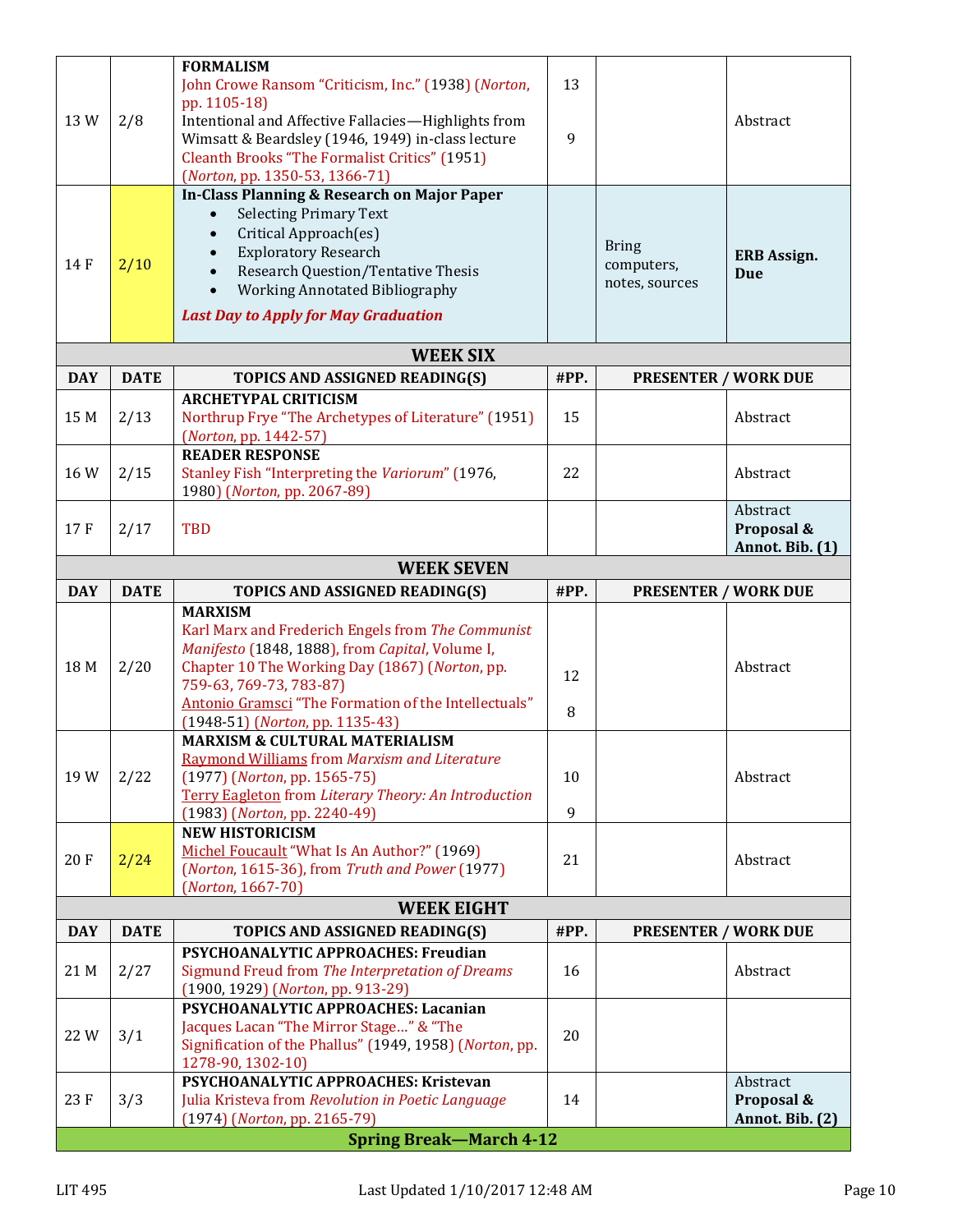| DAY | DATE | TOPICS AND ASSIGNED READING(S) | #PP. | PRESENTER | WORK DUE |
|---|---|---|---|---|---|
| 13 W | 2/8 | **FORMALISM**<br>John Crowe Ransom "Criticism, Inc." (1938) (*Norton*, pp. 1105-18)<br>Intentional and Affective Fallacies—Highlights from Wimsatt & Beardsley (1946, 1949) in-class lecture<br>Cleanth Brooks "The Formalist Critics" (1951) (*Norton*, pp. 1350-53, 1366-71) | 13<br><br>9 | | Abstract |
| 14 F | 2/10 | **In-Class Planning & Research on Major Paper**<br>• Selecting Primary Text<br>• Critical Approach(es)<br>• Exploratory Research<br>• Research Question/Tentative Thesis<br>• Working Annotated Bibliography<br>***Last Day to Apply for May Graduation*** | | Bring computers, notes, sources | **ERB Assign. Due** |
| **WEEK SIX** | | | | | |
| **DAY** | **DATE** | **TOPICS AND ASSIGNED READING(S)** | **#PP.** | **PRESENTER / WORK DUE** | |
| 15 M | 2/13 | **ARCHETYPAL CRITICISM**<br>Northrup Frye "The Archetypes of Literature" (1951) (*Norton*, pp. 1442-57) | 15 | | Abstract |
| 16 W | 2/15 | **READER RESPONSE**<br>Stanley Fish "Interpreting the *Variorum*" (1976, 1980) (*Norton*, pp. 2067-89) | 22 | | Abstract |
| 17 F | 2/17 | TBD | | | Abstract<br>**Proposal & Annot. Bib. (1)** |
| **WEEK SEVEN** | | | | | |
| **DAY** | **DATE** | **TOPICS AND ASSIGNED READING(S)** | **#PP.** | **PRESENTER / WORK DUE** | |
| 18 M | 2/20 | **MARXISM**<br>Karl Marx and Frederich Engels from *The Communist Manifesto* (1848, 1888), from *Capital*, Volume I, Chapter 10 The Working Day (1867) (*Norton*, pp. 759-63, 769-73, 783-87)<br>Antonio Gramsci "The Formation of the Intellectuals" (1948-51) (*Norton*, pp. 1135-43) | 12<br><br>8 | | Abstract |
| 19 W | 2/22 | **MARXISM & CULTURAL MATERIALISM**<br>Raymond Williams from *Marxism and Literature* (1977) (*Norton*, pp. 1565-75)<br>Terry Eagleton from *Literary Theory: An Introduction* (1983) (*Norton*, pp. 2240-49) | 10<br><br>9 | | Abstract |
| 20 F | 2/24 | **NEW HISTORICISM**<br>Michel Foucault "What Is An Author?" (1969) (*Norton*, 1615-36), from *Truth and Power* (1977) (*Norton*, 1667-70) | 21 | | Abstract |
| **WEEK EIGHT** | | | | | |
| **DAY** | **DATE** | **TOPICS AND ASSIGNED READING(S)** | **#PP.** | **PRESENTER / WORK DUE** | |
| 21 M | 2/27 | **PSYCHOANALYTIC APPROACHES: Freudian**<br>Sigmund Freud from *The Interpretation of Dreams* (1900, 1929) (*Norton*, pp. 913-29) | 16 | | Abstract |
| 22 W | 3/1 | **PSYCHOANALYTIC APPROACHES: Lacanian**<br>Jacques Lacan "The Mirror Stage…" & "The Signification of the Phallus" (1949, 1958) (*Norton*, pp. 1278-90, 1302-10) | 20 | | |
| 23 F | 3/3 | **PSYCHOANALYTIC APPROACHES: Kristevan**<br>Julia Kristeva from *Revolution in Poetic Language* (1974) (*Norton*, pp. 2165-79) | 14 | | Abstract<br>**Proposal & Annot. Bib. (2)** |
| **Spring Break—March 4-12** | | | | | |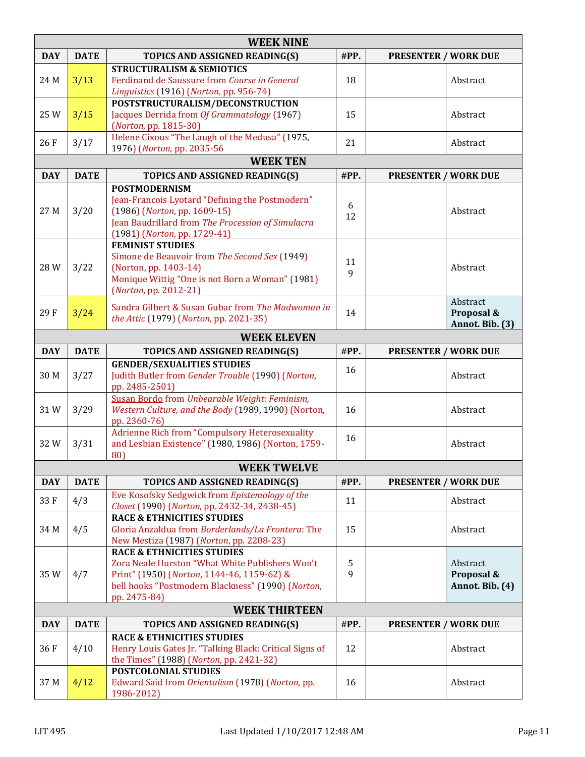| | | **WEEK NINE** | | | |
|---|---|---|---|---|---|
| **DAY** | **DATE** | **TOPICS AND ASSIGNED READING(S)** | **#PP.** | **PRESENTER / WORK DUE** | |
| 24 M | 3/13 | **STRUCTURALISM & SEMIOTICS** Ferdinand de Saussure from *Course in General Linguistics* (1916) (*Norton*, pp. 956-74) | 18 | | Abstract |
| 25 W | 3/15 | **POSTSTRUCTURALISM/DECONSTRUCTION** Jacques Derrida from *Of Grammatology* (1967) (*Norton*, pp. 1815-30) | 15 | | Abstract |
| 26 F | 3/17 | Helene Cixous "The Laugh of the Medusa" (1975, 1976) (*Norton*, pp. 2035-56 | 21 | | Abstract |
| | | **WEEK TEN** | | | |
| **DAY** | **DATE** | **TOPICS AND ASSIGNED READING(S)** | **#PP.** | **PRESENTER / WORK DUE** | |
| 27 M | 3/20 | **POSTMODERNISM** Jean-Francois Lyotard "Defining the Postmodern" (1986) (*Norton*, pp. 1609-15) Jean Baudrillard from *The Procession of Simulacra* (1981) (*Norton*, pp. 1729-41) | 6 12 | | Abstract |
| 28 W | 3/22 | **FEMINIST STUDIES** Simone de Beauvoir from *The Second Sex* (1949) (Norton, pp. 1403-14) Monique Wittig "One is not Born a Woman" (1981) (*Norton*, pp. 2012-21) | 11 9 | | Abstract |
| 29 F | 3/24 | Sandra Gilbert & Susan Gubar from *The Madwoman in the Attic* (1979) (*Norton*, pp. 2021-35) | 14 | | Abstract **Proposal & Annot. Bib. (3)** |
| | | **WEEK ELEVEN** | | | |
| **DAY** | **DATE** | **TOPICS AND ASSIGNED READING(S)** | **#PP.** | **PRESENTER / WORK DUE** | |
| 30 M | 3/27 | **GENDER/SEXUALITIES STUDIES** Judith Butler from *Gender Trouble* (1990) (*Norton*, pp. 2485-2501) | 16 | | Abstract |
| 31 W | 3/29 | Susan Bordo from *Unbearable Weight: Feminism, Western Culture, and the Body* (1989, 1990) (Norton, pp. 2360-76) | 16 | | Abstract |
| 32 W | 3/31 | Adrienne Rich from "Compulsory Heterosexuality and Lesbian Existence" (1980, 1986) (Norton, 1759-80) | 16 | | Abstract |
| | | **WEEK TWELVE** | | | |
| **DAY** | **DATE** | **TOPICS AND ASSIGNED READING(S)** | **#PP.** | **PRESENTER / WORK DUE** | |
| 33 F | 4/3 | Eve Kosofsky Sedgwick from *Epistemology of the Closet* (1990) (*Norton*, pp. 2432-34, 2438-45) | 11 | | Abstract |
| 34 M | 4/5 | **RACE & ETHNICITIES STUDIES** Gloria Anzaldua from *Borderlands/La Frontera*: The New Mestiza (1987) (*Norton*, pp. 2208-23) | 15 | | Abstract |
| 35 W | 4/7 | **RACE & ETHNICITIES STUDIES** Zora Neale Hurston "What White Publishers Won't Print" (1950) (*Norton*, 1144-46, 1159-62) & bell hooks "Postmodern Blackness" (1990) (*Norton*, pp. 2475-84) | 5 9 | | Abstract **Proposal & Annot. Bib. (4)** |
| | | **WEEK THIRTEEN** | | | |
| **DAY** | **DATE** | **TOPICS AND ASSIGNED READING(S)** | **#PP.** | **PRESENTER / WORK DUE** | |
| 36 F | 4/10 | **RACE & ETHNICITIES STUDIES** Henry Louis Gates Jr. "Talking Black: Critical Signs of the Times" (1988) (*Norton*, pp. 2421-32) | 12 | | Abstract |
| 37 M | 4/12 | **POSTCOLONIAL STUDIES** Edward Said from *Orientalism* (1978) (*Norton*, pp. 1986-2012) | 16 | | Abstract |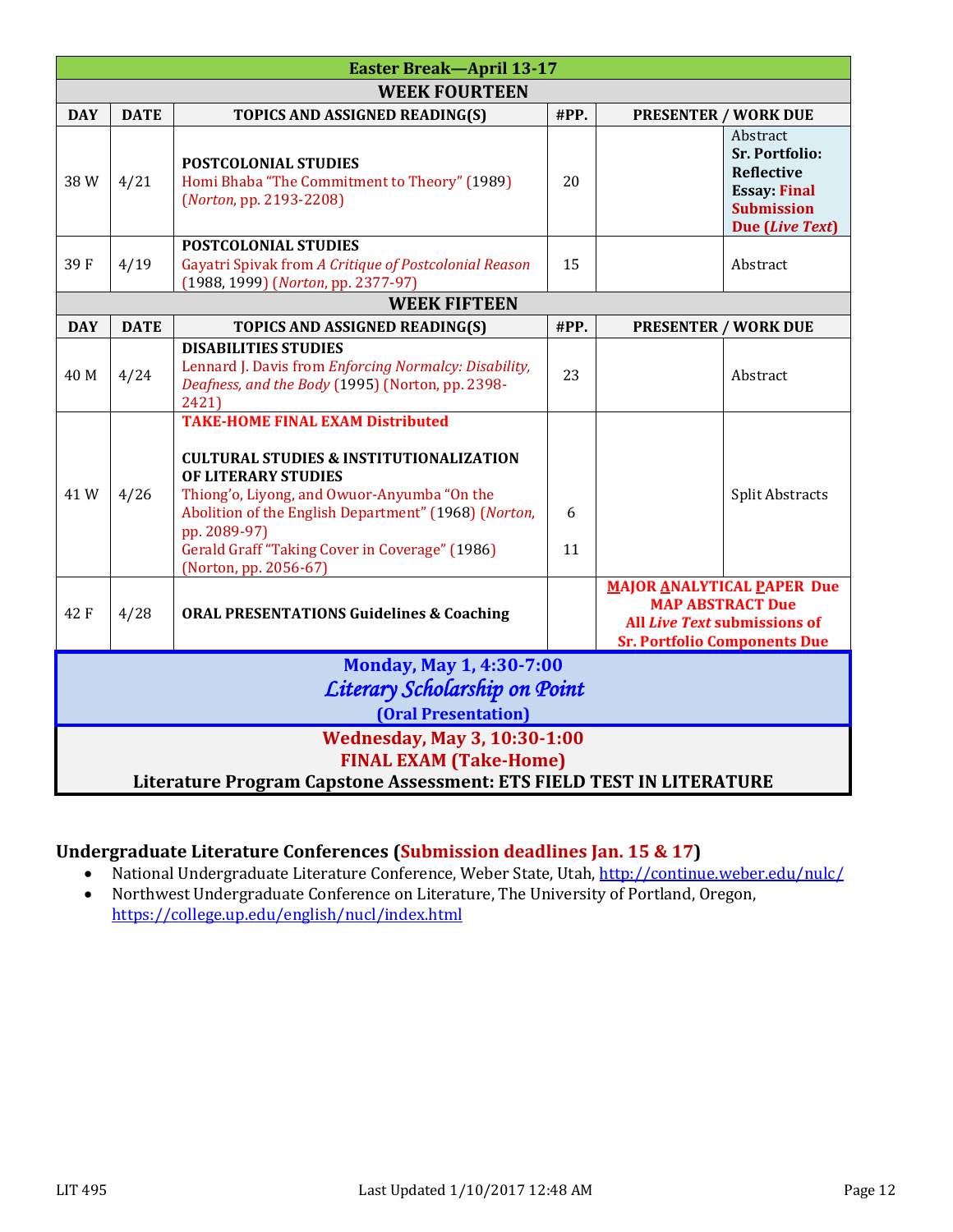| | | | | | |
|---|---|---|---|---|---|
| **Easter Break—April 13-17** | | | | | |
| **WEEK FOURTEEN** | | | | | |
| **DAY** | **DATE** | **TOPICS AND ASSIGNED READING(S)** | **#PP.** | **PRESENTER / WORK DUE** | |
| 38 W | 4/21 | **POSTCOLONIAL STUDIES** Homi Bhaba "The Commitment to Theory" (1989) (*Norton*, pp. 2193-2208) | 20 | | Abstract **Sr. Portfolio: Reflective Essay: Final Submission Due (*Live Text*)** |
| 39 F | 4/19 | **POSTCOLONIAL STUDIES** Gayatri Spivak from *A Critique of Postcolonial Reason* (1988, 1999) (*Norton*, pp. 2377-97) | 15 | | Abstract |
| **WEEK FIFTEEN** | | | | | |
| **DAY** | **DATE** | **TOPICS AND ASSIGNED READING(S)** | **#PP.** | **PRESENTER / WORK DUE** | |
| 40 M | 4/24 | **DISABILITIES STUDIES** Lennard J. Davis from *Enforcing Normalcy: Disability, Deafness, and the Body* (1995) (Norton, pp. 2398-2421) | 23 | | Abstract |
| 41 W | 4/26 | **TAKE-HOME FINAL EXAM Distributed** **CULTURAL STUDIES & INSTITUTIONALIZATION OF LITERARY STUDIES** Thiong'o, Liyong, and Owuor-Anyumba "On the Abolition of the English Department" (1968) (*Norton*, pp. 2089-97) Gerald Graff "Taking Cover in Coverage" (1986) (Norton, pp. 2056-67) | 6 11 | | Split Abstracts |
| 42 F | 4/28 | **ORAL PRESENTATIONS Guidelines & Coaching** | | **MAJOR ANALYTICAL PAPER Due MAP ABSTRACT Due All *Live Text* submissions of Sr. Portfolio Components Due** | |
| **Monday, May 1, 4:30-7:00** *Literary Scholarship on Point* **(Oral Presentation)** | | | | | |
| **Wednesday, May 3, 10:30-1:00 FINAL EXAM (Take-Home) Literature Program Capstone Assessment: ETS FIELD TEST IN LITERATURE** | | | | | |

**Undergraduate Literature Conferences (Submission deadlines Jan. 15 & 17)**

- National Undergraduate Literature Conference, Weber State, Utah, http://continue.weber.edu/nulc/
- Northwest Undergraduate Conference on Literature, The University of Portland, Oregon, https://college.up.edu/english/nucl/index.html